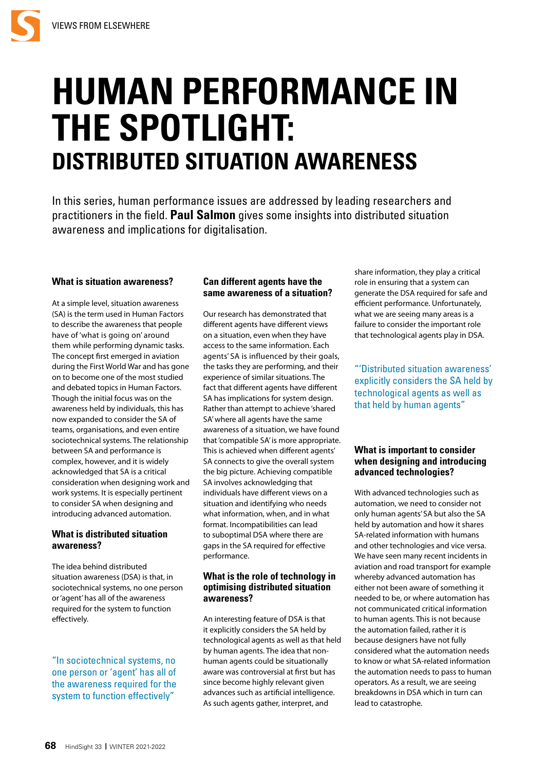# HUMAN PERFORMANCE IN THE SPOTLIGHT:

## DISTRIBUTED SITUATION AWARENESS

In this series, human performance issues are addressed by leading researchers and practitioners in the field. **Paul Salmon** gives some insights into distributed situation awareness and implications for digitalisation.

### What is situation awareness?

At a simple level, situation awareness (SA) is the term used in Human Factors to describe the awareness that people have of 'what is going on' around them while performing dynamic tasks. The concept first emerged in aviation during the First World War and has gone on to become one of the most studied and debated topics in Human Factors. Though the initial focus was on the awareness held by individuals, this has now expanded to consider the SA of teams, organisations, and even entire sociotechnical systems. The relationship between SA and performance is complex, however, and it is widely acknowledged that SA is a critical consideration when designing work and work systems. It is especially pertinent to consider SA when designing and introducing advanced automation.

### What is distributed situation awareness?

The idea behind distributed situation awareness (DSA) is that, in sociotechnical systems, no one person or 'agent' has all of the awareness required for the system to function effectively.

"In sociotechnical systems, no one person or 'agent' has all of the awareness required for the system to function effectively"

### Can different agents have the same awareness of a situation?

Our research has demonstrated that different agents have different views on a situation, even when they have access to the same information. Each agents' SA is influenced by their goals, the tasks they are performing, and their experience of similar situations. The fact that different agents have different SA has implications for system design. Rather than attempt to achieve 'shared SA' where all agents have the same awareness of a situation, we have found that 'compatible SA' is more appropriate. This is achieved when different agents' SA connects to give the overall system the big picture. Achieving compatible SA involves acknowledging that individuals have different views on a situation and identifying who needs what information, when, and in what format. Incompatibilities can lead to suboptimal DSA where there are gaps in the SA required for effective performance.

### What is the role of technology in optimising distributed situation awareness?

An interesting feature of DSA is that it explicitly considers the SA held by technological agents as well as that held by human agents. The idea that non-human agents could be situationally aware was controversial at first but has since become highly relevant given advances such as artificial intelligence. As such agents gather, interpret, and share information, they play a critical role in ensuring that a system can generate the DSA required for safe and efficient performance. Unfortunately, what we are seeing many areas is a failure to consider the important role that technological agents play in DSA.

"'Distributed situation awareness' explicitly considers the SA held by technological agents as well as that held by human agents"

### What is important to consider when designing and introducing advanced technologies?

With advanced technologies such as automation, we need to consider not only human agents' SA but also the SA held by automation and how it shares SA-related information with humans and other technologies and vice versa. We have seen many recent incidents in aviation and road transport for example whereby advanced automation has either not been aware of something it needed to be, or where automation has not communicated critical information to human agents. This is not because the automation failed, rather it is because designers have not fully considered what the automation needs to know or what SA-related information the automation needs to pass to human operators. As a result, we are seeing breakdowns in DSA which in turn can lead to catastrophe.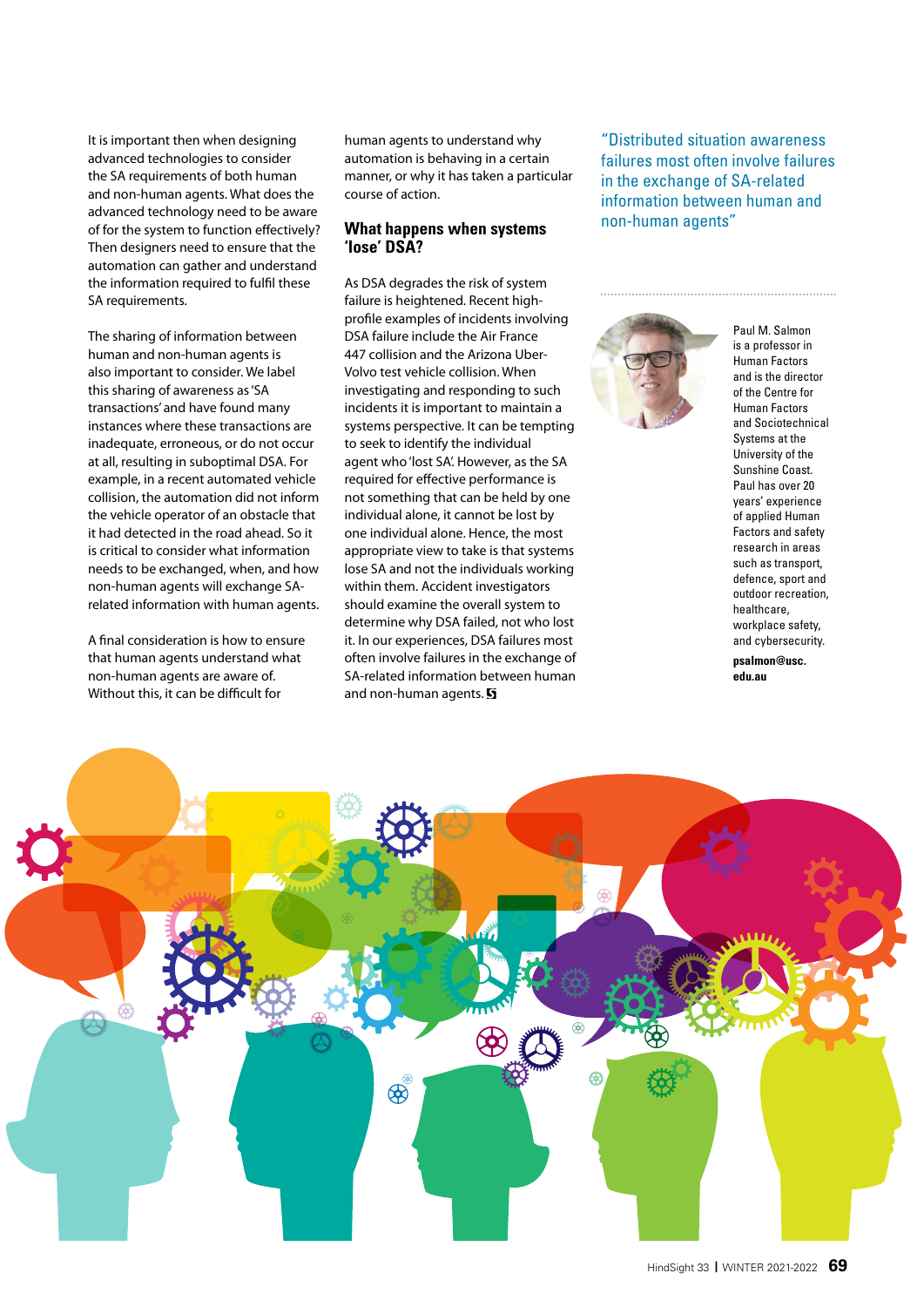It is important then when designing advanced technologies to consider the SA requirements of both human and non-human agents. What does the advanced technology need to be aware of for the system to function effectively? Then designers need to ensure that the automation can gather and understand the information required to fulfil these SA requirements.

The sharing of information between human and non-human agents is also important to consider. We label this sharing of awareness as 'SA transactions' and have found many instances where these transactions are inadequate, erroneous, or do not occur at all, resulting in suboptimal DSA. For example, in a recent automated vehicle collision, the automation did not inform the vehicle operator of an obstacle that it had detected in the road ahead. So it is critical to consider what information needs to be exchanged, when, and how non-human agents will exchange SA-related information with human agents.

A final consideration is how to ensure that human agents understand what non-human agents are aware of. Without this, it can be difficult for human agents to understand why automation is behaving in a certain manner, or why it has taken a particular course of action.

## What happens when systems 'lose' DSA?

As DSA degrades the risk of system failure is heightened. Recent high-profile examples of incidents involving DSA failure include the Air France 447 collision and the Arizona Uber-Volvo test vehicle collision. When investigating and responding to such incidents it is important to maintain a systems perspective. It can be tempting to seek to identify the individual agent who 'lost SA'. However, as the SA required for effective performance is not something that can be held by one individual alone, it cannot be lost by one individual alone. Hence, the most appropriate view to take is that systems lose SA and not the individuals working within them. Accident investigators should examine the overall system to determine why DSA failed, not who lost it. In our experiences, DSA failures most often involve failures in the exchange of SA-related information between human and non-human agents. **S**

"Distributed situation awareness failures most often involve failures in the exchange of SA-related information between human and non-human agents"

Paul M. Salmon is a professor in Human Factors and is the director of the Centre for Human Factors and Sociotechnical Systems at the University of the Sunshine Coast. Paul has over 20 years' experience of applied Human Factors and safety research in areas such as transport, defence, sport and outdoor recreation, healthcare, workplace safety, and cybersecurity.

**psalmon@usc.edu.au**